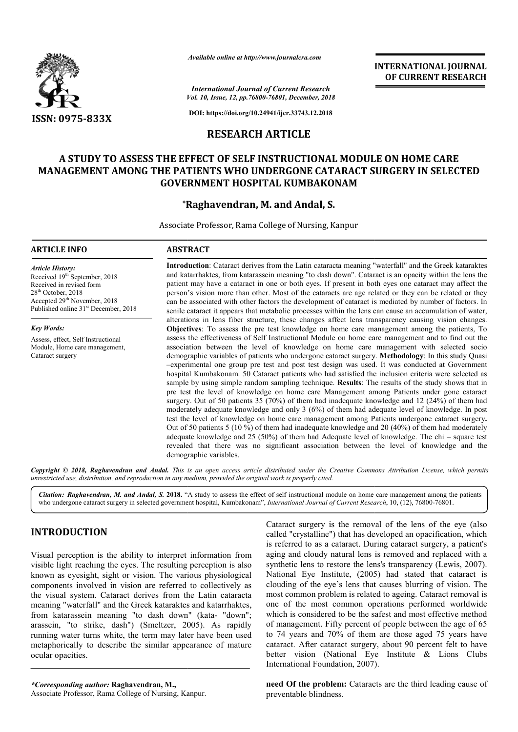*Available online at http://www.journalcra.com*

*International Journal of Current Research*
*Vol. 10, Issue, 12, pp.76800-76801, December, 2018*

**DOI: https://doi.org/10.24941/ijcr.33743.12.2018**

**INTERNATIONAL JOURNAL OF CURRENT RESEARCH**

**ISSN: 0975-833X**

## RESEARCH ARTICLE

# A STUDY TO ASSESS THE EFFECT OF SELF INSTRUCTIONAL MODULE ON HOME CARE MANAGEMENT AMONG THE PATIENTS WHO UNDERGONE CATARACT SURGERY IN SELECTED GOVERNMENT HOSPITAL KUMBAKONAM

**\*Raghavendran, M. and Andal, S.**

Associate Professor, Rama College of Nursing, Kanpur

### ARTICLE INFO

*Article History:*
Received 19th September, 2018
Received in revised form
28th October, 2018
Accepted 29th November, 2018
Published online 31st December, 2018

*Key Words:*
Assess, effect, Self Instructional Module, Home care management, Cataract surgery

### ABSTRACT

**Introduction**: Cataract derives from the Latin cataracta meaning "waterfall" and the Greek kataraktes and katarrhaktes, from katarassein meaning "to dash down". Cataract is an opacity within the lens the patient may have a cataract in one or both eyes. If present in both eyes one cataract may affect the person's vision more than other. Most of the cataracts are age related or they can be related or they can be associated with other factors the development of cataract is mediated by number of factors. In senile cataract it appears that metabolic processes within the lens can cause an accumulation of water, alterations in lens fiber structure, these changes affect lens transparency causing vision changes. **Objectives**: To assess the pre test knowledge on home care management among the patients, To assess the effectiveness of Self Instructional Module on home care management and to find out the association between the level of knowledge on home care management with selected socio demographic variables of patients who undergone cataract surgery. **Methodology**: In this study Quasi –experimental one group pre test and post test design was used. It was conducted at Government hospital Kumbakonam. 50 Cataract patients who had satisfied the inclusion criteria were selected as sample by using simple random sampling technique. **Results**: The results of the study shows that in pre test the level of knowledge on home care Management among Patients under gone cataract surgery. Out of 50 patients 35 (70%) of them had inadequate knowledge and 12 (24%) of them had moderately adequate knowledge and only 3 (6%) of them had adequate level of knowledge. In post test the level of knowledge on home care management among Patients undergone cataract surgery**.** Out of 50 patients 5 (10 %) of them had inadequate knowledge and 20 (40%) of them had moderately adequate knowledge and 25 (50%) of them had Adequate level of knowledge. The chi – square test revealed that there was no significant association between the level of knowledge and the demographic variables.

***Copyright © 2018, Raghavendran and Andal.*** *This is an open access article distributed under the Creative Commons Attribution License, which permits unrestricted use, distribution, and reproduction in any medium, provided the original work is properly cited.*

***Citation: Raghavendran, M. and Andal, S.*** **2018.** "A study to assess the effect of self instructional module on home care management among the patients who undergone cataract surgery in selected government hospital, Kumbakonam", *International Journal of Current Research*, 10, (12), 76800-76801.

## INTRODUCTION

Visual perception is the ability to interpret information from visible light reaching the eyes. The resulting perception is also known as eyesight, sight or vision. The various physiological components involved in vision are referred to collectively as the visual system. Cataract derives from the Latin cataracta meaning "waterfall" and the Greek kataraktes and katarrhaktes, from katarassein meaning "to dash down" (kata- "down"; arassein, "to strike, dash") (Smeltzer, 2005). As rapidly running water turns white, the term may later have been used metaphorically to describe the similar appearance of mature ocular opacities.

Cataract surgery is the removal of the lens of the eye (also called "crystalline") that has developed an opacification, which is referred to as a cataract. During cataract surgery, a patient's aging and cloudy natural lens is removed and replaced with a synthetic lens to restore the lens's transparency (Lewis, 2007). National Eye Institute, (2005) had stated that cataract is clouding of the eye's lens that causes blurring of vision. The most common problem is related to ageing. Cataract removal is one of the most common operations performed worldwide which is considered to be the safest and most effective method of management. Fifty percent of people between the age of 65 to 74 years and 70% of them are those aged 75 years have cataract. After cataract surgery, about 90 percent felt to have better vision (National Eye Institute & Lions Clubs International Foundation, 2007).

**need Of the problem:** Cataracts are the third leading cause of preventable blindness.

*\*Corresponding author:* **Raghavendran, M.,**
Associate Professor, Rama College of Nursing, Kanpur.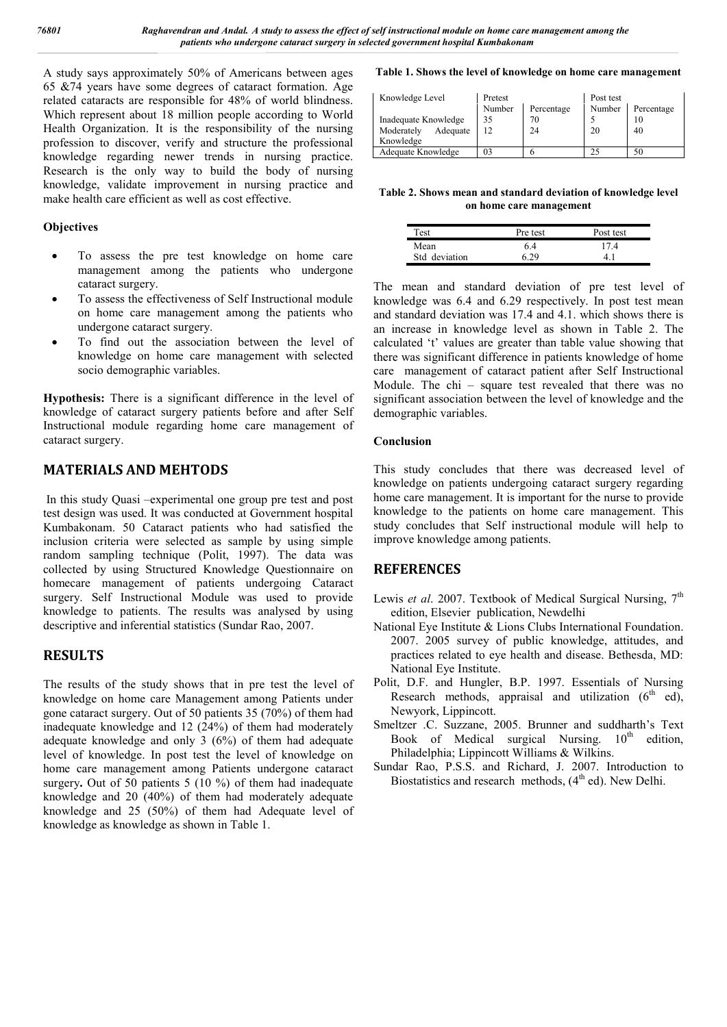A study says approximately 50% of Americans between ages 65 &74 years have some degrees of cataract formation. Age related cataracts are responsible for 48% of world blindness. Which represent about 18 million people according to World Health Organization. It is the responsibility of the nursing profession to discover, verify and structure the professional knowledge regarding newer trends in nursing practice. Research is the only way to build the body of nursing knowledge, validate improvement in nursing practice and make health care efficient as well as cost effective.

### Objectives

- To assess the pre test knowledge on home care management among the patients who undergone cataract surgery.
- To assess the effectiveness of Self Instructional module on home care management among the patients who undergone cataract surgery.
- To find out the association between the level of knowledge on home care management with selected socio demographic variables.

**Hypothesis:** There is a significant difference in the level of knowledge of cataract surgery patients before and after Self Instructional module regarding home care management of cataract surgery.

## MATERIALS AND MEHTODS

In this study Quasi –experimental one group pre test and post test design was used. It was conducted at Government hospital Kumbakonam. 50 Cataract patients who had satisfied the inclusion criteria were selected as sample by using simple random sampling technique (Polit, 1997). The data was collected by using Structured Knowledge Questionnaire on homecare management of patients undergoing Cataract surgery. Self Instructional Module was used to provide knowledge to patients. The results was analysed by using descriptive and inferential statistics (Sundar Rao, 2007.

## RESULTS

The results of the study shows that in pre test the level of knowledge on home care Management among Patients under gone cataract surgery. Out of 50 patients 35 (70%) of them had inadequate knowledge and 12 (24%) of them had moderately adequate knowledge and only 3 (6%) of them had adequate level of knowledge. In post test the level of knowledge on home care management among Patients undergone cataract surgery**.** Out of 50 patients 5 (10 %) of them had inadequate knowledge and 20 (40%) of them had moderately adequate knowledge and 25 (50%) of them had Adequate level of knowledge as knowledge as shown in Table 1.

**Table 1. Shows the level of knowledge on home care management**

| Knowledge Level | Pretest | | Post test | |
|---|---|---|---|---|
| | Number | Percentage | Number | Percentage |
| Inadequate Knowledge | 35 | 70 | 5 | 10 |
| Moderately Adequate Knowledge | 12 | 24 | 20 | 40 |
| Adequate Knowledge | 03 | 6 | 25 | 50 |

**Table 2. Shows mean and standard deviation of knowledge level on home care management**

| Test | Pre test | Post test |
|---|---|---|
| Mean | 6.4 | 17.4 |
| Std deviation | 6.29 | 4.1 |

The mean and standard deviation of pre test level of knowledge was 6.4 and 6.29 respectively. In post test mean and standard deviation was 17.4 and 4.1. which shows there is an increase in knowledge level as shown in Table 2. The calculated 't' values are greater than table value showing that there was significant difference in patients knowledge of home care management of cataract patient after Self Instructional Module. The chi – square test revealed that there was no significant association between the level of knowledge and the demographic variables.

### Conclusion

This study concludes that there was decreased level of knowledge on patients undergoing cataract surgery regarding home care management. It is important for the nurse to provide knowledge to the patients on home care management. This study concludes that Self instructional module will help to improve knowledge among patients.

## REFERENCES

Lewis *et al*. 2007. Textbook of Medical Surgical Nursing, 7th edition, Elsevier publication, Newdelhi

National Eye Institute & Lions Clubs International Foundation. 2007. 2005 survey of public knowledge, attitudes, and practices related to eye health and disease. Bethesda, MD: National Eye Institute.

Polit, D.F. and Hungler, B.P. 1997. Essentials of Nursing Research methods, appraisal and utilization (6th ed), Newyork, Lippincott.

Smeltzer .C. Suzzane, 2005. Brunner and suddharth's Text Book of Medical surgical Nursing. 10th edition, Philadelphia; Lippincott Williams & Wilkins.

Sundar Rao, P.S.S. and Richard, J. 2007. Introduction to Biostatistics and research methods, (4th ed). New Delhi.